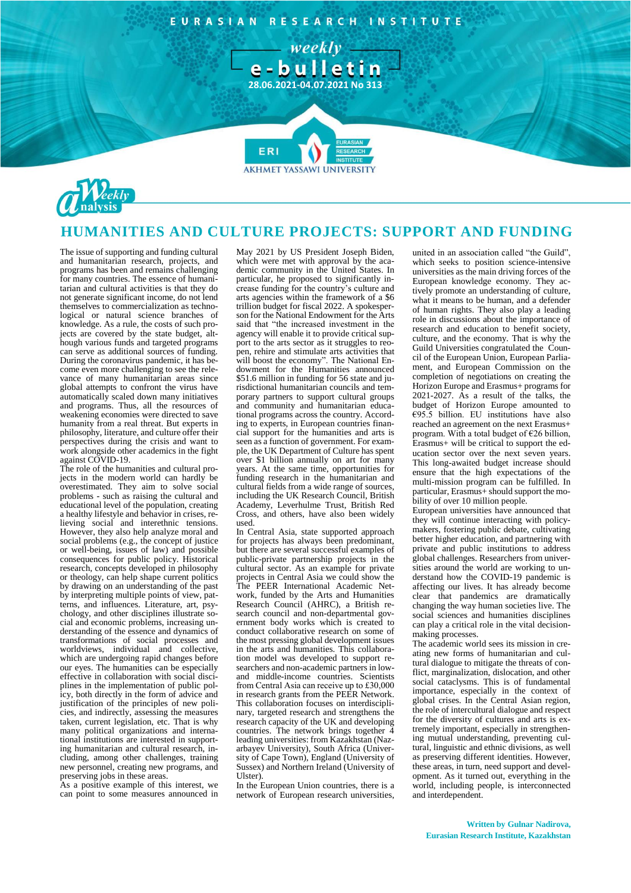# HUMANITIES AND CULTURE PROJECTS: SUPPORT AND FUNDING

The issue of supporting and funding cultural and humanitarian research, projects, and programs has been and remains challenging for many countries. The essence of humanitarian and cultural activities is that they do not generate significant income, do not lend themselves to commercialization as technological or natural science branches of knowledge. As a rule, the costs of such projects are covered by the state budget, although various funds and targeted programs can serve as additional sources of funding. During the coronavirus pandemic, it has become even more challenging to see the relevance of many humanitarian areas since global attempts to confront the virus have automatically scaled down many initiatives and programs. Thus, all the resources of weakening economies were directed to save humanity from a real threat. But experts in philosophy, literature, and culture offer their perspectives during the crisis and want to work alongside other academics in the fight against COVID-19.

The role of the humanities and cultural projects in the modern world can hardly be overestimated. They aim to solve social problems - such as raising the cultural and educational level of the population, creating a healthy lifestyle and behavior in crises, relieving social and interethnic tensions. However, they also help analyze moral and social problems (e.g., the concept of justice or well-being, issues of law) and possible consequences for public policy. Historical research, concepts developed in philosophy or theology, can help shape current politics by drawing on an understanding of the past by interpreting multiple points of view, patterns, and influences. Literature, art, psychology, and other disciplines illustrate social and economic problems, increasing understanding of the essence and dynamics of transformations of social processes and worldviews, individual and collective, which are undergoing rapid changes before our eyes. The humanities can be especially effective in collaboration with social disciplines in the implementation of public policy, both directly in the form of advice and justification of the principles of new policies, and indirectly, assessing the measures taken, current legislation, etc. That is why many political organizations and international institutions are interested in supporting humanitarian and cultural research, including, among other challenges, training new personnel, creating new programs, and preserving jobs in these areas.

As a positive example of this interest, we can point to some measures announced in May 2021 by US President Joseph Biden, which were met with approval by the academic community in the United States. In particular, he proposed to significantly increase funding for the country's culture and arts agencies within the framework of a $6 trillion budget for fiscal 2022. A spokesperson for the National Endowment for the Arts said that "the increased investment in the agency will enable it to provide critical support to the arts sector as it struggles to reopen, rehire and stimulate arts activities that will boost the economy". The National Endowment for the Humanities announced $51.6 million in funding for 56 state and jurisdictional humanitarian councils and temporary partners to support cultural groups and community and humanitarian educational programs across the country. According to experts, in European countries financial support for the humanities and arts is seen as a function of government. For example, the UK Department of Culture has spent over $1 billion annually on art for many years. At the same time, opportunities for funding research in the humanitarian and cultural fields from a wide range of sources, including the UK Research Council, British Academy, Leverhulme Trust, British Red Cross, and others, have also been widely used.

In Central Asia, state supported approach for projects has always been predominant, but there are several successful examples of public-private partnership projects in the cultural sector. As an example for private projects in Central Asia we could show the The PEER International Academic Network, funded by the Arts and Humanities Research Council (AHRC), a British research council and non-departmental government body which is created to conduct collaborative research on some of the most pressing global development issues in the arts and humanities. This collaboration model was developed to support researchers and non-academic partners in low- and middle-income countries. Scientists from Central Asia can receive up to £30,000 in research grants from the PEER Network. This collaboration focuses on interdisciplinary, targeted research and strengthens the research capacity of the UK and developing countries. The network brings together 4 leading universities: from Kazakhstan (Nazarbayev University), South Africa (University of Cape Town), England (University of Sussex) and Northern Ireland (University of Ulster).

In the European Union countries, there is a network of European research universities, united in an association called "the Guild", which seeks to position science-intensive universities as the main driving forces of the European knowledge economy. They actively promote an understanding of culture, what it means to be human, and a defender of human rights. They also play a leading role in discussions about the importance of research and education to benefit society, culture, and the economy. That is why the Guild Universities congratulated the Council of the European Union, European Parliament, and European Commission on the completion of negotiations on creating the Horizon Europe and Erasmus+ programs for 2021-2027. As a result of the talks, the budget of Horizon Europe amounted to €95.5 billion. EU institutions have also reached an agreement on the next Erasmus+ program. With a total budget of €26 billion, Erasmus+ will be critical to support the education sector over the next seven years. This long-awaited budget increase should ensure that the high expectations of the multi-mission program can be fulfilled. In particular, Erasmus+ should support the mobility of over 10 million people.

European universities have announced that they will continue interacting with policymakers, fostering public debate, cultivating better higher education, and partnering with private and public institutions to address global challenges. Researchers from universities around the world are working to understand how the COVID-19 pandemic is affecting our lives. It has already become clear that pandemics are dramatically changing the way human societies live. The social sciences and humanities disciplines can play a critical role in the vital decision-making processes.

The academic world sees its mission in creating new forms of humanitarian and cultural dialogue to mitigate the threats of conflict, marginalization, dislocation, and other social cataclysms. This is of fundamental importance, especially in the context of global crises. In the Central Asian region, the role of intercultural dialogue and respect for the diversity of cultures and arts is extremely important, especially in strengthening mutual understanding, preventing cultural, linguistic and ethnic divisions, as well as preserving different identities. However, these areas, in turn, need support and development. As it turned out, everything in the world, including people, is interconnected and interdependent.

**Written by Gulnar Nadirova,**
**Eurasian Research Institute, Kazakhstan**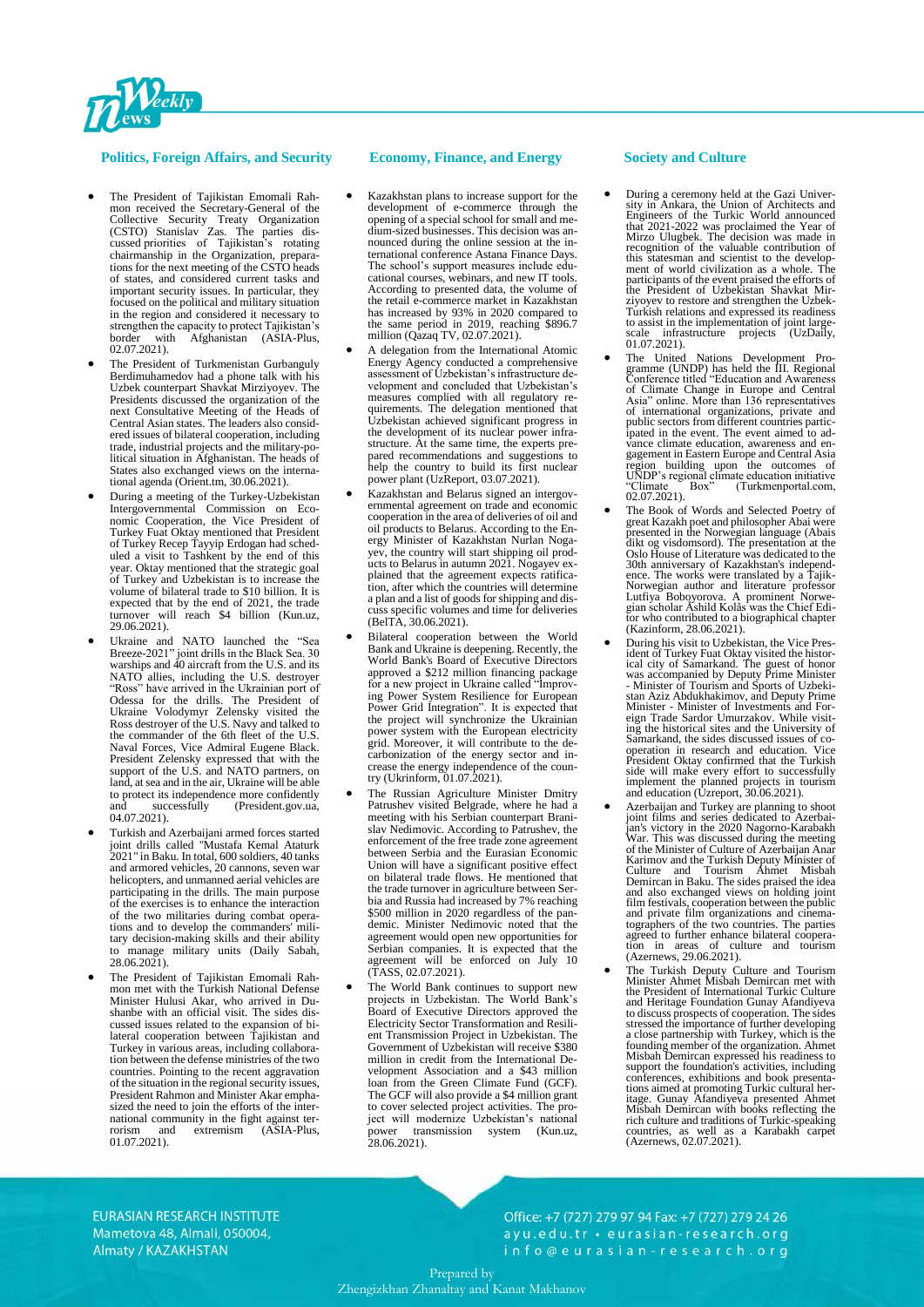## Politics, Foreign Affairs, and Security

- The President of Tajikistan Emomali Rahmon received the Secretary-General of the Collective Security Treaty Organization (CSTO) Stanislav Zas. The parties discussed priorities of Tajikistan's rotating chairmanship in the Organization, preparations for the next meeting of the CSTO heads of states, and considered current tasks and important security issues. In particular, they focused on the political and military situation in the region and considered it necessary to strengthen the capacity to protect Tajikistan's border with Afghanistan (ASIA-Plus, 02.07.2021).
- The President of Turkmenistan Gurbanguly Berdimuhamedov had a phone talk with his Uzbek counterpart Shavkat Mirziyoyev. The Presidents discussed the organization of the next Consultative Meeting of the Heads of Central Asian states. The leaders also considered issues of bilateral cooperation, including trade, industrial projects and the military-political situation in Afghanistan. The heads of States also exchanged views on the international agenda (Orient.tm, 30.06.2021).
- During a meeting of the Turkey-Uzbekistan Intergovernmental Commission on Economic Cooperation, the Vice President of Turkey Fuat Oktay mentioned that President of Turkey Recep Tayyip Erdogan had scheduled a visit to Tashkent by the end of this year. Oktay mentioned that the strategic goal of Turkey and Uzbekistan is to increase the volume of bilateral trade to $10 billion. It is expected that by the end of 2021, the trade turnover will reach $4 billion (Kun.uz, 29.06.2021).
- Ukraine and NATO launched the "Sea Breeze-2021" joint drills in the Black Sea. 30 warships and 40 aircraft from the U.S. and its NATO allies, including the U.S. destroyer "Ross" have arrived in the Ukrainian port of Odessa for the drills. The President of Ukraine Volodymyr Zelensky visited the Ross destroyer of the U.S. Navy and talked to the commander of the 6th fleet of the U.S. Naval Forces, Vice Admiral Eugene Black. President Zelensky expressed that with the support of the U.S. and NATO partners, on land, at sea and in the air, Ukraine will be able to protect its independence more confidently and successfully (President.gov.ua, 04.07.2021).
- Turkish and Azerbaijani armed forces started joint drills called "Mustafa Kemal Ataturk 2021" in Baku. In total, 600 soldiers, 40 tanks and armored vehicles, 20 cannons, seven war helicopters, and unmanned aerial vehicles are participating in the drills. The main purpose of the exercises is to enhance the interaction of the two militaries during combat operations and to develop the commanders' military decision-making skills and their ability to manage military units (Daily Sabah, 28.06.2021).
- The President of Tajikistan Emomali Rahmon met with the Turkish National Defense Minister Hulusi Akar, who arrived in Dushanbe with an official visit. The sides discussed issues related to the expansion of bilateral cooperation between Tajikistan and Turkey in various areas, including collaboration between the defense ministries of the two countries. Pointing to the recent aggravation of the situation in the regional security issues, President Rahmon and Minister Akar emphasized the need to join the efforts of the international community in the fight against terrorism and extremism (ASIA-Plus, 01.07.2021).

## Economy, Finance, and Energy

- Kazakhstan plans to increase support for the development of e-commerce through the opening of a special school for small and medium-sized businesses. This decision was announced during the online session at the international conference Astana Finance Days. The school's support measures include educational courses, webinars, and new IT tools. According to presented data, the volume of the retail e-commerce market in Kazakhstan has increased by 93% in 2020 compared to the same period in 2019, reaching $896.7 million (Qazaq TV, 02.07.2021).
- A delegation from the International Atomic Energy Agency conducted a comprehensive assessment of Uzbekistan's infrastructure development and concluded that Uzbekistan's measures complied with all regulatory requirements. The delegation mentioned that Uzbekistan achieved significant progress in the development of its nuclear power infrastructure. At the same time, the experts prepared recommendations and suggestions to help the country to build its first nuclear power plant (UzReport, 03.07.2021).
- Kazakhstan and Belarus signed an intergovernmental agreement on trade and economic cooperation in the area of deliveries of oil and oil products to Belarus. According to the Energy Minister of Kazakhstan Nurlan Nogayev, the country will start shipping oil products to Belarus in autumn 2021. Nogayev explained that the agreement expects ratification, after which the countries will determine a plan and a list of goods for shipping and discuss specific volumes and time for deliveries (BelTA, 30.06.2021).
- Bilateral cooperation between the World Bank and Ukraine is deepening. Recently, the World Bank's Board of Executive Directors approved a $212 million financing package for a new project in Ukraine called "Improving Power System Resilience for European Power Grid Integration". It is expected that the project will synchronize the Ukrainian power system with the European electricity grid. Moreover, it will contribute to the decarbonization of the energy sector and increase the energy independence of the country (Ukrinform, 01.07.2021).
- The Russian Agriculture Minister Dmitry Patrushev visited Belgrade, where he had a meeting with his Serbian counterpart Branislav Nedimovic. According to Patrushev, the enforcement of the free trade zone agreement between Serbia and the Eurasian Economic Union will have a significant positive effect on bilateral trade flows. He mentioned that the trade turnover in agriculture between Serbia and Russia had increased by 7% reaching $500 million in 2020 regardless of the pandemic. Minister Nedimovic noted that the agreement would open new opportunities for Serbian companies. It is expected that the agreement will be enforced on July 10 (TASS, 02.07.2021).
- The World Bank continues to support new projects in Uzbekistan. The World Bank's Board of Executive Directors approved the Electricity Sector Transformation and Resilient Transmission Project in Uzbekistan. The Government of Uzbekistan will receive $380 million in credit from the International Development Association and a $43 million loan from the Green Climate Fund (GCF). The GCF will also provide a $4 million grant to cover selected project activities. The project will modernize Uzbekistan's national power transmission system (Kun.uz, 28.06.2021).

## Society and Culture

- During a ceremony held at the Gazi University in Ankara, the Union of Architects and Engineers of the Turkic World announced that 2021-2022 was proclaimed the Year of Mirzo Ulugbek. The decision was made in recognition of the valuable contribution of this statesman and scientist to the development of world civilization as a whole. The participants of the event praised the efforts of the President of Uzbekistan Shavkat Mirziyoyev to restore and strengthen the Uzbek-Turkish relations and expressed its readiness to assist in the implementation of joint large-scale infrastructure projects (UzDaily, 01.07.2021).
- The United Nations Development Programme (UNDP) has held the III. Regional Conference titled "Education and Awareness of Climate Change in Europe and Central Asia" online. More than 136 representatives of international organizations, private and public sectors from different countries participated in the event. The event aimed to advance climate education, awareness and engagement in Eastern Europe and Central Asia region building upon the outcomes of UNDP's regional climate education initiative "Climate Box" (Turkmenportal.com, 02.07.2021).
- The Book of Words and Selected Poetry of great Kazakh poet and philosopher Abai were presented in the Norwegian language (Abais dikt og visdomsord). The presentation at the Oslo House of Literature was dedicated to the 30th anniversary of Kazakhstan's independence. The works were translated by a Tajik-Norwegian author and literature professor Lutfiya Boboyorova. A prominent Norwegian scholar Åshild Kolås was the Chief Editor who contributed to a biographical chapter (Kazinform, 28.06.2021).
- During his visit to Uzbekistan, the Vice President of Turkey Fuat Oktay visited the historical city of Samarkand. The guest of honor was accompanied by Deputy Prime Minister - Minister of Tourism and Sports of Uzbekistan Aziz Abdukhakimov, and Deputy Prime Minister - Minister of Investments and Foreign Trade Sardor Umurzakov. While visiting the historical sites and the University of Samarkand, the sides discussed issues of cooperation in research and education. Vice President Oktay confirmed that the Turkish side will make every effort to successfully implement the planned projects in tourism and education (Uzreport, 30.06.2021).
- Azerbaijan and Turkey are planning to shoot joint films and series dedicated to Azerbaijan's victory in the 2020 Nagorno-Karabakh War. This was discussed during the meeting of the Minister of Culture of Azerbaijan Anar Karimov and the Turkish Deputy Minister of Culture and Tourism Ahmet Misbah Demircan in Baku. The sides praised the idea and also exchanged views on holding joint film festivals, cooperation between the public and private film organizations and cinematographers of the two countries. The parties agreed to further enhance bilateral cooperation in areas of culture and tourism (Azernews, 29.06.2021).
- The Turkish Deputy Culture and Tourism Minister Ahmet Misbah Demircan met with the President of International Turkic Culture and Heritage Foundation Gunay Afandiyeva to discuss prospects of cooperation. The sides stressed the importance of further developing a close partnership with Turkey, which is the founding member of the organization. Ahmet Misbah Demircan expressed his readiness to support the foundation's activities, including conferences, exhibitions and book presentations aimed at promoting Turkic cultural heritage. Gunay Afandiyeva presented Ahmet Misbah Demircan with books reflecting the rich culture and traditions of Turkic-speaking countries, as well as a Karabakh carpet (Azernews, 02.07.2021).

EURASIAN RESEARCH INSTITUTE
Mametova 48, Almali, 050004,
Almaty / KAZAKHSTAN

Office: +7 (727) 279 97 94 Fax: +7 (727) 279 24 26
ayu.edu.tr • eurasian-research.org
info@eurasian-research.org

Prepared by
Zhengizkhan Zhanaltay and Kanat Makhanov